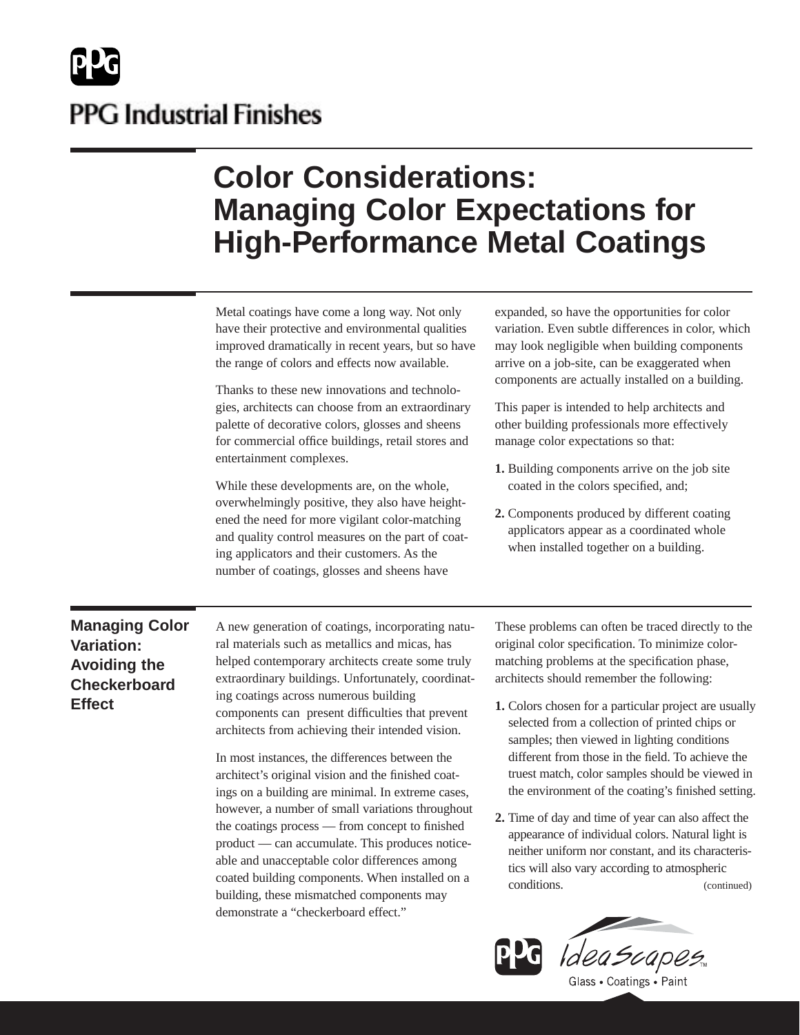PPG Industrial Finishes

# Color Considerations: Managing Color Expectations for High-Performance Metal Coatings

Metal coatings have come a long way. Not only have their protective and environmental qualities improved dramatically in recent years, but so have the range of colors and effects now available.

Thanks to these new innovations and technologies, architects can choose from an extraordinary palette of decorative colors, glosses and sheens for commercial office buildings, retail stores and entertainment complexes.

While these developments are, on the whole, overwhelmingly positive, they also have heightened the need for more vigilant color-matching and quality control measures on the part of coating applicators and their customers. As the number of coatings, glosses and sheens have expanded, so have the opportunities for color variation. Even subtle differences in color, which may look negligible when building components arrive on a job-site, can be exaggerated when components are actually installed on a building.

This paper is intended to help architects and other building professionals more effectively manage color expectations so that:

**1.** Building components arrive on the job site coated in the colors specified, and;

**2.** Components produced by different coating applicators appear as a coordinated whole when installed together on a building.

## Managing Color Variation: Avoiding the Checkerboard Effect

A new generation of coatings, incorporating natural materials such as metallics and micas, has helped contemporary architects create some truly extraordinary buildings. Unfortunately, coordinating coatings across numerous building components can present difficulties that prevent architects from achieving their intended vision.

In most instances, the differences between the architect's original vision and the finished coatings on a building are minimal. In extreme cases, however, a number of small variations throughout the coatings process — from concept to finished product — can accumulate. This produces noticeable and unacceptable color differences among coated building components. When installed on a building, these mismatched components may demonstrate a "checkerboard effect."

These problems can often be traced directly to the original color specification. To minimize color-matching problems at the specification phase, architects should remember the following:

**1.** Colors chosen for a particular project are usually selected from a collection of printed chips or samples; then viewed in lighting conditions different from those in the field. To achieve the truest match, color samples should be viewed in the environment of the coating's finished setting.

**2.** Time of day and time of year can also affect the appearance of individual colors. Natural light is neither uniform nor constant, and its characteristics will also vary according to atmospheric conditions.

(continued)

PPG IdeaScapes™ Glass • Coatings • Paint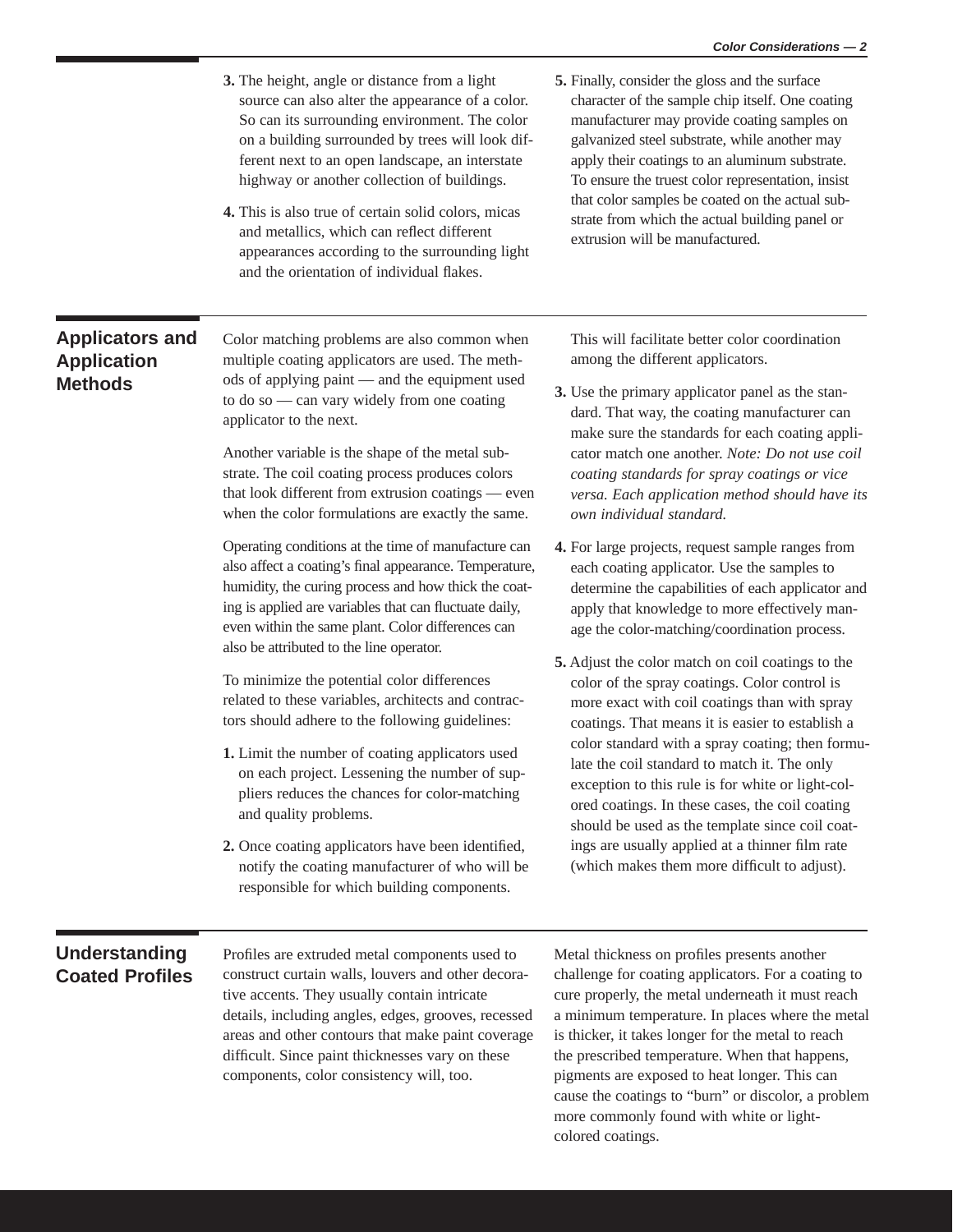3. The height, angle or distance from a light source can also alter the appearance of a color. So can its surrounding environment. The color on a building surrounded by trees will look different next to an open landscape, an interstate highway or another collection of buildings.

4. This is also true of certain solid colors, micas and metallics, which can reflect different appearances according to the surrounding light and the orientation of individual flakes.

5. Finally, consider the gloss and the surface character of the sample chip itself. One coating manufacturer may provide coating samples on galvanized steel substrate, while another may apply their coatings to an aluminum substrate. To ensure the truest color representation, insist that color samples be coated on the actual substrate from which the actual building panel or extrusion will be manufactured.

## Applicators and Application Methods

Color matching problems are also common when multiple coating applicators are used. The methods of applying paint — and the equipment used to do so — can vary widely from one coating applicator to the next.

Another variable is the shape of the metal substrate. The coil coating process produces colors that look different from extrusion coatings — even when the color formulations are exactly the same.

Operating conditions at the time of manufacture can also affect a coating's final appearance. Temperature, humidity, the curing process and how thick the coating is applied are variables that can fluctuate daily, even within the same plant. Color differences can also be attributed to the line operator.

To minimize the potential color differences related to these variables, architects and contractors should adhere to the following guidelines:

1. Limit the number of coating applicators used on each project. Lessening the number of suppliers reduces the chances for color-matching and quality problems.

2. Once coating applicators have been identified, notify the coating manufacturer of who will be responsible for which building components. This will facilitate better color coordination among the different applicators.

3. Use the primary applicator panel as the standard. That way, the coating manufacturer can make sure the standards for each coating applicator match one another. *Note: Do not use coil coating standards for spray coatings or vice versa. Each application method should have its own individual standard.*

4. For large projects, request sample ranges from each coating applicator. Use the samples to determine the capabilities of each applicator and apply that knowledge to more effectively manage the color-matching/coordination process.

5. Adjust the color match on coil coatings to the color of the spray coatings. Color control is more exact with coil coatings than with spray coatings. That means it is easier to establish a color standard with a spray coating; then formulate the coil standard to match it. The only exception to this rule is for white or light-colored coatings. In these cases, the coil coating should be used as the template since coil coatings are usually applied at a thinner film rate (which makes them more difficult to adjust).

## Understanding Coated Profiles

Profiles are extruded metal components used to construct curtain walls, louvers and other decorative accents. They usually contain intricate details, including angles, edges, grooves, recessed areas and other contours that make paint coverage difficult. Since paint thicknesses vary on these components, color consistency will, too.

Metal thickness on profiles presents another challenge for coating applicators. For a coating to cure properly, the metal underneath it must reach a minimum temperature. In places where the metal is thicker, it takes longer for the metal to reach the prescribed temperature. When that happens, pigments are exposed to heat longer. This can cause the coatings to "burn" or discolor, a problem more commonly found with white or light-colored coatings.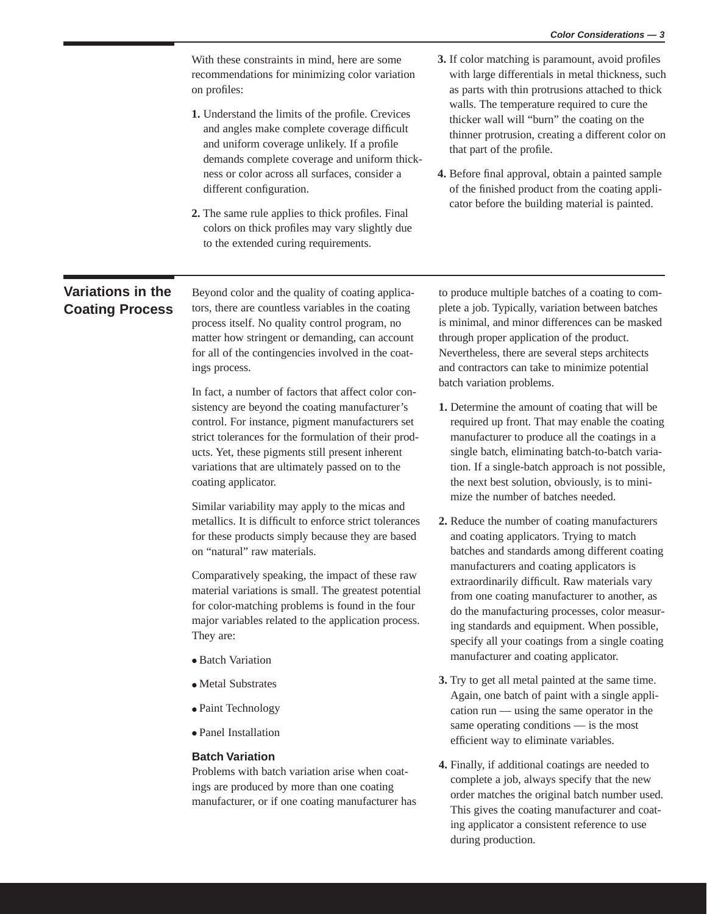With these constraints in mind, here are some recommendations for minimizing color variation on profiles:

1. Understand the limits of the profile. Crevices and angles make complete coverage difficult and uniform coverage unlikely. If a profile demands complete coverage and uniform thickness or color across all surfaces, consider a different configuration.

2. The same rule applies to thick profiles. Final colors on thick profiles may vary slightly due to the extended curing requirements.

3. If color matching is paramount, avoid profiles with large differentials in metal thickness, such as parts with thin protrusions attached to thick walls. The temperature required to cure the thicker wall will "burn" the coating on the thinner protrusion, creating a different color on that part of the profile.

4. Before final approval, obtain a painted sample of the finished product from the coating applicator before the building material is painted.

## Variations in the Coating Process

Beyond color and the quality of coating applicators, there are countless variables in the coating process itself. No quality control program, no matter how stringent or demanding, can account for all of the contingencies involved in the coatings process.

In fact, a number of factors that affect color consistency are beyond the coating manufacturer's control. For instance, pigment manufacturers set strict tolerances for the formulation of their products. Yet, these pigments still present inherent variations that are ultimately passed on to the coating applicator.

Similar variability may apply to the micas and metallics. It is difficult to enforce strict tolerances for these products simply because they are based on "natural" raw materials.

Comparatively speaking, the impact of these raw material variations is small. The greatest potential for color-matching problems is found in the four major variables related to the application process. They are:

- Batch Variation
- Metal Substrates
- Paint Technology
- Panel Installation

### Batch Variation

Problems with batch variation arise when coatings are produced by more than one coating manufacturer, or if one coating manufacturer has to produce multiple batches of a coating to complete a job. Typically, variation between batches is minimal, and minor differences can be masked through proper application of the product. Nevertheless, there are several steps architects and contractors can take to minimize potential batch variation problems.

1. Determine the amount of coating that will be required up front. That may enable the coating manufacturer to produce all the coatings in a single batch, eliminating batch-to-batch variation. If a single-batch approach is not possible, the next best solution, obviously, is to minimize the number of batches needed.

2. Reduce the number of coating manufacturers and coating applicators. Trying to match batches and standards among different coating manufacturers and coating applicators is extraordinarily difficult. Raw materials vary from one coating manufacturer to another, as do the manufacturing processes, color measuring standards and equipment. When possible, specify all your coatings from a single coating manufacturer and coating applicator.

3. Try to get all metal painted at the same time. Again, one batch of paint with a single application run — using the same operator in the same operating conditions — is the most efficient way to eliminate variables.

4. Finally, if additional coatings are needed to complete a job, always specify that the new order matches the original batch number used. This gives the coating manufacturer and coating applicator a consistent reference to use during production.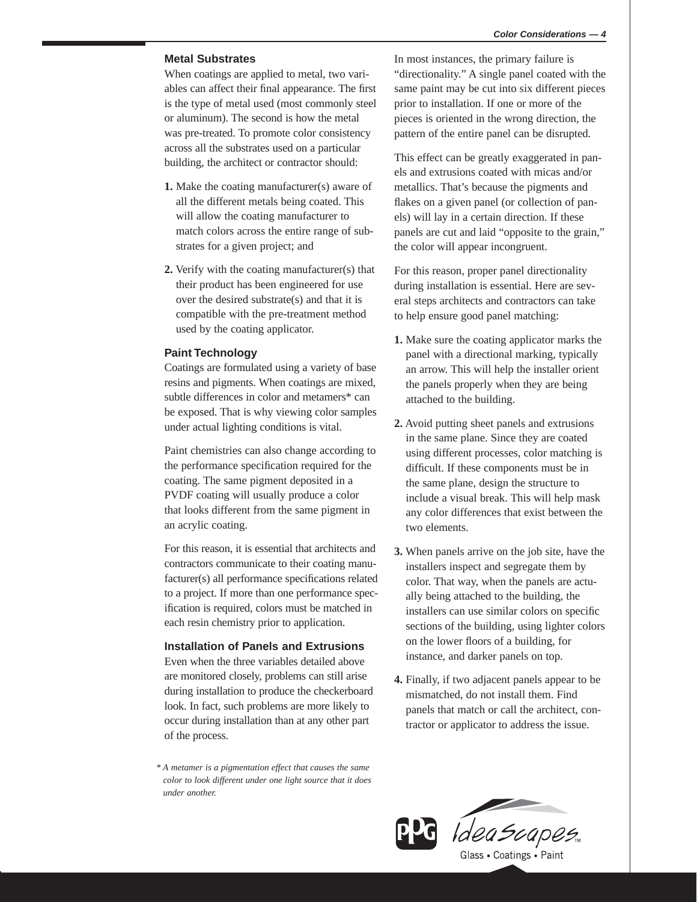### Metal Substrates

When coatings are applied to metal, two variables can affect their final appearance. The first is the type of metal used (most commonly steel or aluminum). The second is how the metal was pre-treated. To promote color consistency across all the substrates used on a particular building, the architect or contractor should:

1. Make the coating manufacturer(s) aware of all the different metals being coated. This will allow the coating manufacturer to match colors across the entire range of substrates for a given project; and
2. Verify with the coating manufacturer(s) that their product has been engineered for use over the desired substrate(s) and that it is compatible with the pre-treatment method used by the coating applicator.

### Paint Technology

Coatings are formulated using a variety of base resins and pigments. When coatings are mixed, subtle differences in color and metamers* can be exposed. That is why viewing color samples under actual lighting conditions is vital.

Paint chemistries can also change according to the performance specification required for the coating. The same pigment deposited in a PVDF coating will usually produce a color that looks different from the same pigment in an acrylic coating.

For this reason, it is essential that architects and contractors communicate to their coating manufacturer(s) all performance specifications related to a project. If more than one performance specification is required, colors must be matched in each resin chemistry prior to application.

### Installation of Panels and Extrusions

Even when the three variables detailed above are monitored closely, problems can still arise during installation to produce the checkerboard look. In fact, such problems are more likely to occur during installation than at any other part of the process.

In most instances, the primary failure is "directionality." A single panel coated with the same paint may be cut into six different pieces prior to installation. If one or more of the pieces is oriented in the wrong direction, the pattern of the entire panel can be disrupted.

This effect can be greatly exaggerated in panels and extrusions coated with micas and/or metallics. That's because the pigments and flakes on a given panel (or collection of panels) will lay in a certain direction. If these panels are cut and laid "opposite to the grain," the color will appear incongruent.

For this reason, proper panel directionality during installation is essential. Here are several steps architects and contractors can take to help ensure good panel matching:

1. Make sure the coating applicator marks the panel with a directional marking, typically an arrow. This will help the installer orient the panels properly when they are being attached to the building.
2. Avoid putting sheet panels and extrusions in the same plane. Since they are coated using different processes, color matching is difficult. If these components must be in the same plane, design the structure to include a visual break. This will help mask any color differences that exist between the two elements.
3. When panels arrive on the job site, have the installers inspect and segregate them by color. That way, when the panels are actually being attached to the building, the installers can use similar colors on specific sections of the building, using lighter colors on the lower floors of a building, for instance, and darker panels on top.
4. Finally, if two adjacent panels appear to be mismatched, do not install them. Find panels that match or call the architect, contractor or applicator to address the issue.

*\* A metamer is a pigmentation effect that causes the same color to look different under one light source that it does under another.*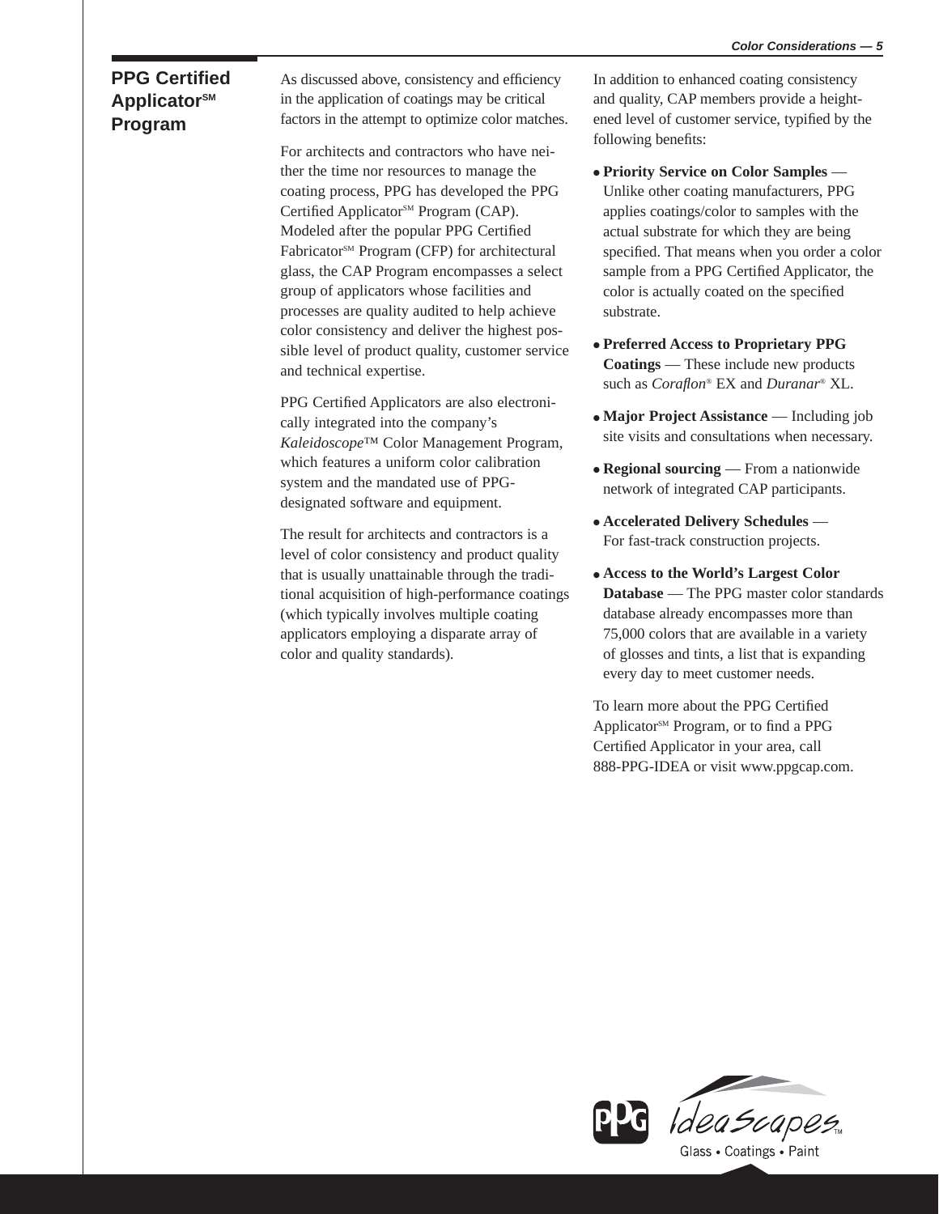## PPG Certified Applicator℠ Program

As discussed above, consistency and efficiency in the application of coatings may be critical factors in the attempt to optimize color matches.

For architects and contractors who have neither the time nor resources to manage the coating process, PPG has developed the PPG Certified Applicator℠ Program (CAP). Modeled after the popular PPG Certified Fabricator℠ Program (CFP) for architectural glass, the CAP Program encompasses a select group of applicators whose facilities and processes are quality audited to help achieve color consistency and deliver the highest possible level of product quality, customer service and technical expertise.

PPG Certified Applicators are also electronically integrated into the company's *Kaleidoscope*™ Color Management Program, which features a uniform color calibration system and the mandated use of PPG-designated software and equipment.

The result for architects and contractors is a level of color consistency and product quality that is usually unattainable through the traditional acquisition of high-performance coatings (which typically involves multiple coating applicators employing a disparate array of color and quality standards).

In addition to enhanced coating consistency and quality, CAP members provide a heightened level of customer service, typified by the following benefits:

- **Priority Service on Color Samples** — Unlike other coating manufacturers, PPG applies coatings/color to samples with the actual substrate for which they are being specified. That means when you order a color sample from a PPG Certified Applicator, the color is actually coated on the specified substrate.
- **Preferred Access to Proprietary PPG Coatings** — These include new products such as *Coraflon*® EX and *Duranar*® XL.
- **Major Project Assistance** — Including job site visits and consultations when necessary.
- **Regional sourcing** — From a nationwide network of integrated CAP participants.
- **Accelerated Delivery Schedules** — For fast-track construction projects.
- **Access to the World's Largest Color Database** — The PPG master color standards database already encompasses more than 75,000 colors that are available in a variety of glosses and tints, a list that is expanding every day to meet customer needs.

To learn more about the PPG Certified Applicator℠ Program, or to find a PPG Certified Applicator in your area, call 888-PPG-IDEA or visit www.ppgcap.com.

PPG IdeaScapes™
Glass • Coatings • Paint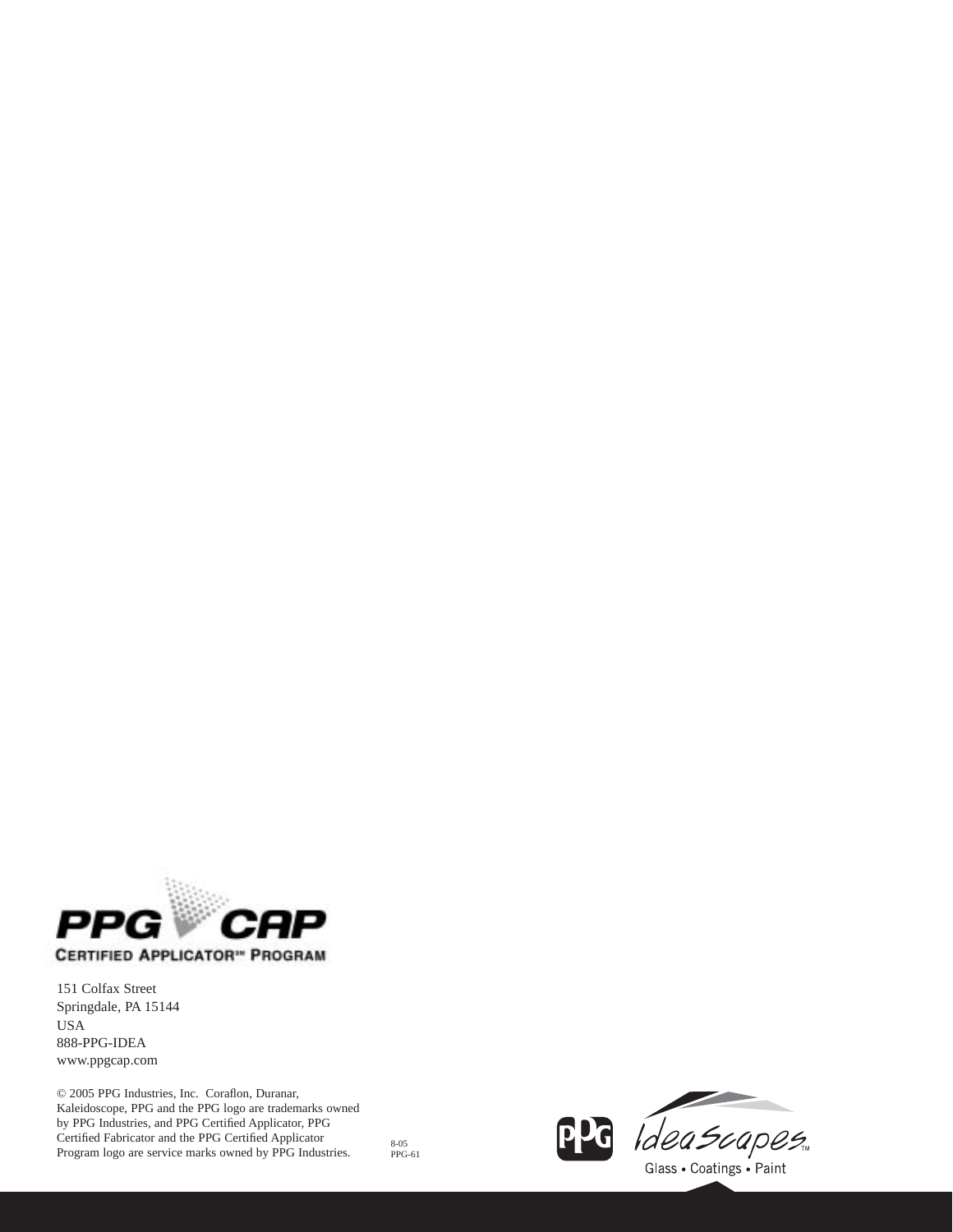PPG CAP

CERTIFIED APPLICATOR℠ PROGRAM

151 Colfax Street
Springdale, PA 15144
USA
888-PPG-IDEA
www.ppgcap.com

© 2005 PPG Industries, Inc. Coraflon, Duranar, Kaleidoscope, PPG and the PPG logo are trademarks owned by PPG Industries, and PPG Certified Applicator, PPG Certified Fabricator and the PPG Certified Applicator Program logo are service marks owned by PPG Industries.

8-05
PPG-61

PPG IdeaScapes™
Glass • Coatings • Paint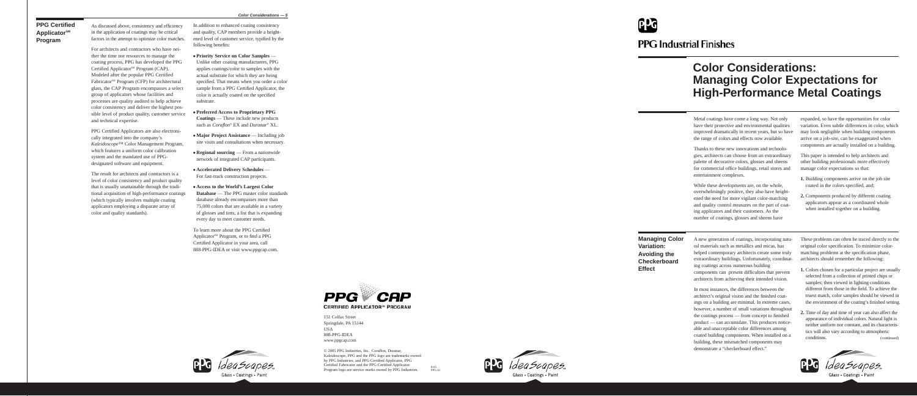## PPG Certified Applicator℠ Program

As discussed above, consistency and efficiency in the application of coatings may be critical factors in the attempt to optimize color matches.

For architects and contractors who have neither the time nor resources to manage the coating process, PPG has developed the PPG Certified Applicator℠ Program (CAP). Modeled after the popular PPG Certified Fabricator℠ Program (CFP) for architectural glass, the CAP Program encompasses a select group of applicators whose facilities and processes are quality audited to help achieve color consistency and deliver the highest possible level of product quality, customer service and technical expertise.

PPG Certified Applicators are also electronically integrated into the company's *Kaleidoscope™* Color Management Program, which features a uniform color calibration system and the mandated use of PPG-designated software and equipment.

The result for architects and contractors is a level of color consistency and product quality that is usually unattainable through the traditional acquisition of high-performance coatings (which typically involves multiple coating applicators employing a disparate array of color and quality standards).

In addition to enhanced coating consistency and quality, CAP members provide a heightened level of customer service, typified by the following benefits:

- **Priority Service on Color Samples** — Unlike other coating manufacturers, PPG applies coatings/color to samples with the actual substrate for which they are being specified. That means when you order a color sample from a PPG Certified Applicator, the color is actually coated on the specified substrate.
- **Preferred Access to Proprietary PPG Coatings** — These include new products such as *Coraflon*® EX and *Duranar*® XL.
- **Major Project Assistance** — Including job site visits and consultations when necessary.
- **Regional sourcing** — From a nationwide network of integrated CAP participants.
- **Accelerated Delivery Schedules** — For fast-track construction projects.
- **Access to the World's Largest Color Database** — The PPG master color standards database already encompasses more than 75,000 colors that are available in a variety of glosses and tints, a list that is expanding every day to meet customer needs.

To learn more about the PPG Certified Applicator℠ Program, or to find a PPG Certified Applicator in your area, call 888-PPG-IDEA or visit www.ppgcap.com.

PPG CAP
CERTIFIED APPLICATOR℠ PROGRAM

151 Colfax Street
Springdale, PA 15144
USA
888-PPG-IDEA
www.ppgcap.com

© 2005 PPG Industries, Inc. Coraflon, Duranar, Kaleidoscope, PPG and the PPG logo are trademarks owned by PPG Industries, and PPG Certified Applicator, PPG Certified Fabricator and the PPG Certified Applicator Program logo are service marks owned by PPG Industries.

8-05
PPG-61

PPG Industrial Finishes

# Color Considerations: Managing Color Expectations for High-Performance Metal Coatings

Metal coatings have come a long way. Not only have their protective and environmental qualities improved dramatically in recent years, but so have the range of colors and effects now available.

Thanks to these new innovations and technologies, architects can choose from an extraordinary palette of decorative colors, glosses and sheens for commercial office buildings, retail stores and entertainment complexes.

While these developments are, on the whole, overwhelmingly positive, they also have heightened the need for more vigilant color-matching and quality control measures on the part of coating applicators and their customers. As the number of coatings, glosses and sheens have expanded, so have the opportunities for color variation. Even subtle differences in color, which may look negligible when building components arrive on a job-site, can be exaggerated when components are actually installed on a building.

This paper is intended to help architects and other building professionals more effectively manage color expectations so that:

1. Building components arrive on the job site coated in the colors specified, and;
2. Components produced by different coating applicators appear as a coordinated whole when installed together on a building.

## Managing Color Variation: Avoiding the Checkerboard Effect

A new generation of coatings, incorporating natural materials such as metallics and micas, has helped contemporary architects create some truly extraordinary buildings. Unfortunately, coordinating coatings across numerous building components can present difficulties that prevent architects from achieving their intended vision.

In most instances, the differences between the architect's original vision and the finished coatings on a building are minimal. In extreme cases, however, a number of small variations throughout the coatings process — from concept to finished product — can accumulate. This produces noticeable and unacceptable color differences among coated building components. When installed on a building, these mismatched components may demonstrate a "checkerboard effect."

These problems can often be traced directly to the original color specification. To minimize color-matching problems at the specification phase, architects should remember the following:

1. Colors chosen for a particular project are usually selected from a collection of printed chips or samples; then viewed in lighting conditions different from those in the field. To achieve the truest match, color samples should be viewed in the environment of the coating's finished setting.
2. Time of day and time of year can also affect the appearance of individual colors. Natural light is neither uniform nor constant, and its characteristics will also vary according to atmospheric conditions.

(continued)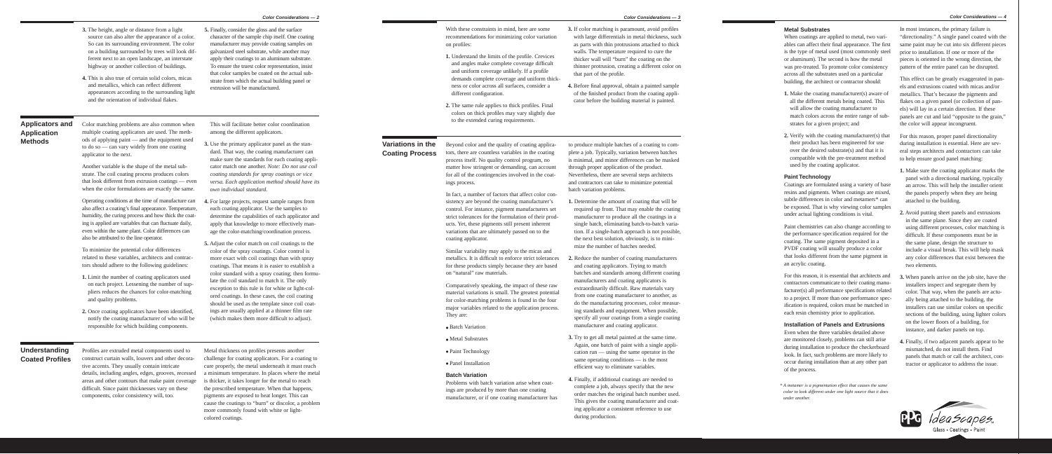3. The height, angle or distance from a light source can also alter the appearance of a color. So can its surrounding environment. The color on a building surrounded by trees will look different next to an open landscape, an interstate highway or another collection of buildings.

4. This is also true of certain solid colors, micas and metallics, which can reflect different appearances according to the surrounding light and the orientation of individual flakes.

5. Finally, consider the gloss and the surface character of the sample chip itself. One coating manufacturer may provide coating samples on galvanized steel substrate, while another may apply their coatings to an aluminum substrate. To ensure the truest color representation, insist that color samples be coated on the actual substrate from which the actual building panel or extrusion will be manufactured.

## Applicators and Application Methods

Color matching problems are also common when multiple coating applicators are used. The methods of applying paint — and the equipment used to do so — can vary widely from one coating applicator to the next.

Another variable is the shape of the metal substrate. The coil coating process produces colors that look different from extrusion coatings — even when the color formulations are exactly the same.

Operating conditions at the time of manufacture can also affect a coating's final appearance. Temperature, humidity, the curing process and how thick the coating is applied are variables that can fluctuate daily, even within the same plant. Color differences can also be attributed to the line operator.

To minimize the potential color differences related to these variables, architects and contractors should adhere to the following guidelines:

1. Limit the number of coating applicators used on each project. Lessening the number of suppliers reduces the chances for color-matching and quality problems.

2. Once coating applicators have been identified, notify the coating manufacturer of who will be responsible for which building components.

This will facilitate better color coordination among the different applicators.

3. Use the primary applicator panel as the standard. That way, the coating manufacturer can make sure the standards for each coating applicator match one another. *Note: Do not use coil coating standards for spray coatings or vice versa. Each application method should have its own individual standard.*

4. For large projects, request sample ranges from each coating applicator. Use the samples to determine the capabilities of each applicator and apply that knowledge to more effectively manage the color-matching/coordination process.

5. Adjust the color match on coil coatings to the color of the spray coatings. Color control is more exact with coil coatings than with spray coatings. That means it is easier to establish a color standard with a spray coating; then formulate the coil standard to match it. The only exception to this rule is for white or light-colored coatings. In these cases, the coil coating should be used as the template since coil coatings are usually applied at a thinner film rate (which makes them more difficult to adjust).

## Understanding Coated Profiles

Profiles are extruded metal components used to construct curtain walls, louvers and other decorative accents. They usually contain intricate details, including angles, edges, grooves, recessed areas and other contours that make paint coverage difficult. Since paint thicknesses vary on these components, color consistency will, too.

Metal thickness on profiles presents another challenge for coating applicators. For a coating to cure properly, the metal underneath it must reach a minimum temperature. In places where the metal is thicker, it takes longer for the metal to reach the prescribed temperature. When that happens, pigments are exposed to heat longer. This can cause the coatings to "burn" or discolor, a problem more commonly found with white or light-colored coatings.

With these constraints in mind, here are some recommendations for minimizing color variation on profiles:

1. Understand the limits of the profile. Crevices and angles make complete coverage difficult and uniform coverage unlikely. If a profile demands complete coverage and uniform thickness or color across all surfaces, consider a different configuration.

2. The same rule applies to thick profiles. Final colors on thick profiles may vary slightly due to the extended curing requirements.

3. If color matching is paramount, avoid profiles with large differentials in metal thickness, such as parts with thin protrusions attached to thick walls. The temperature required to cure the thicker wall will "burn" the coating on the thinner protrusion, creating a different color on that part of the profile.

4. Before final approval, obtain a painted sample of the finished product from the coating applicator before the building material is painted.

## Variations in the Coating Process

Beyond color and the quality of coating applicators, there are countless variables in the coating process itself. No quality control program, no matter how stringent or demanding, can account for all of the contingencies involved in the coatings process.

In fact, a number of factors that affect color consistency are beyond the coating manufacturer's control. For instance, pigment manufacturers set strict tolerances for the formulation of their products. Yet, these pigments still present inherent variations that are ultimately passed on to the coating applicator.

Similar variability may apply to the micas and metallics. It is difficult to enforce strict tolerances for these products simply because they are based on "natural" raw materials.

Comparatively speaking, the impact of these raw material variations is small. The greatest potential for color-matching problems is found in the four major variables related to the application process. They are:

- Batch Variation
- Metal Substrates
- Paint Technology
- Panel Installation

### Batch Variation

Problems with batch variation arise when coatings are produced by more than one coating manufacturer, or if one coating manufacturer has to produce multiple batches of a coating to complete a job. Typically, variation between batches is minimal, and minor differences can be masked through proper application of the product. Nevertheless, there are several steps architects and contractors can take to minimize potential batch variation problems.

1. Determine the amount of coating that will be required up front. That may enable the coating manufacturer to produce all the coatings in a single batch, eliminating batch-to-batch variation. If a single-batch approach is not possible, the next best solution, obviously, is to minimize the number of batches needed.

2. Reduce the number of coating manufacturers and coating applicators. Trying to match batches and standards among different coating manufacturers and coating applicators is extraordinarily difficult. Raw materials vary from one coating manufacturer to another, as do the manufacturing processes, color measuring standards and equipment. When possible, specify all your coatings from a single coating manufacturer and coating applicator.

3. Try to get all metal painted at the same time. Again, one batch of paint with a single application run — using the same operator in the same operating conditions — is the most efficient way to eliminate variables.

4. Finally, if additional coatings are needed to complete a job, always specify that the new order matches the original batch number used. This gives the coating manufacturer and coating applicator a consistent reference to use during production.

### Metal Substrates

When coatings are applied to metal, two variables can affect their final appearance. The first is the type of metal used (most commonly steel or aluminum). The second is how the metal was pre-treated. To promote color consistency across all the substrates used on a particular building, the architect or contractor should:

1. Make the coating manufacturer(s) aware of all the different metals being coated. This will allow the coating manufacturer to match colors across the entire range of substrates for a given project; and

2. Verify with the coating manufacturer(s) that their product has been engineered for use over the desired substrate(s) and that it is compatible with the pre-treatment method used by the coating applicator.

### Paint Technology

Coatings are formulated using a variety of base resins and pigments. When coatings are mixed, subtle differences in color and metamers* can be exposed. That is why viewing color samples under actual lighting conditions is vital.

Paint chemistries can also change according to the performance specification required for the coating. The same pigment deposited in a PVDF coating will usually produce a color that looks different from the same pigment in an acrylic coating.

For this reason, it is essential that architects and contractors communicate to their coating manufacturer(s) all performance specifications related to a project. If more than one performance specification is required, colors must be matched in each resin chemistry prior to application.

### Installation of Panels and Extrusions

Even when the three variables detailed above are monitored closely, problems can still arise during installation to produce the checkerboard look. In fact, such problems are more likely to occur during installation than at any other part of the process.

*\* A metamer is a pigmentation effect that causes the same color to look different under one light source that it does under another.*

In most instances, the primary failure is "directionality." A single panel coated with the same paint may be cut into six different pieces prior to installation. If one or more of the pieces is oriented in the wrong direction, the pattern of the entire panel can be disrupted.

This effect can be greatly exaggerated in panels and extrusions coated with micas and/or metallics. That's because the pigments and flakes on a given panel (or collection of panels) will lay in a certain direction. If these panels are cut and laid "opposite to the grain," the color will appear incongruent.

For this reason, proper panel directionality during installation is essential. Here are several steps architects and contractors can take to help ensure good panel matching:

1. Make sure the coating applicator marks the panel with a directional marking, typically an arrow. This will help the installer orient the panels properly when they are being attached to the building.

2. Avoid putting sheet panels and extrusions in the same plane. Since they are coated using different processes, color matching is difficult. If these components must be in the same plane, design the structure to include a visual break. This will help mask any color differences that exist between the two elements.

3. When panels arrive on the job site, have the installers inspect and segregate them by color. That way, when the panels are actually being attached to the building, the installers can use similar colors on specific sections of the building, using lighter colors on the lower floors of a building, for instance, and darker panels on top.

4. Finally, if two adjacent panels appear to be mismatched, do not install them. Find panels that match or call the architect, contractor or applicator to address the issue.

PPG IdeaScapes. Glass • Coatings • Paint